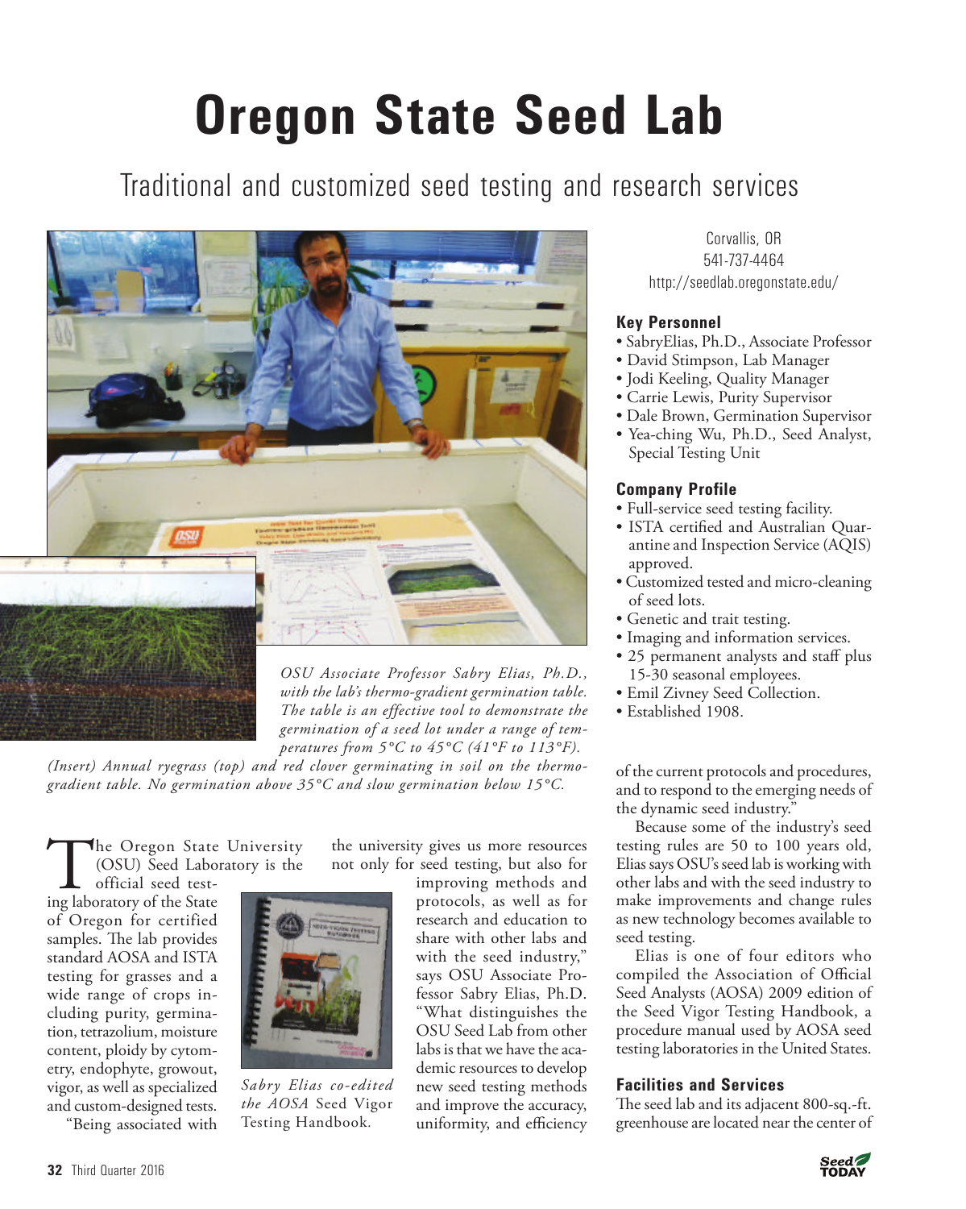# Oregon State Seed Lab

## Traditional and customized seed testing and research services

*OSU Associate Professor Sabry Elias, Ph.D., with the lab's thermo-gradient germination table. The table is an effective tool to demonstrate the germination of a seed lot under a range of temperatures from 5°C to 45°C (41°F to 113°F). (Insert) Annual ryegrass (top) and red clover germinating in soil on the thermo-gradient table. No germination above 35°C and slow germination below 15°C.*

Corvallis, OR
541-737-4464
http://seedlab.oregonstate.edu/

### Key Personnel

- SabryElias, Ph.D., Associate Professor
- David Stimpson, Lab Manager
- Jodi Keeling, Quality Manager
- Carrie Lewis, Purity Supervisor
- Dale Brown, Germination Supervisor
- Yea-ching Wu, Ph.D., Seed Analyst, Special Testing Unit

### Company Profile

- Full-service seed testing facility.
- ISTA certified and Australian Quarantine and Inspection Service (AQIS) approved.
- Customized tested and micro-cleaning of seed lots.
- Genetic and trait testing.
- Imaging and information services.
- 25 permanent analysts and staff plus 15-30 seasonal employees.
- Emil Zivney Seed Collection.
- Established 1908.

The Oregon State University (OSU) Seed Laboratory is the official seed testing laboratory of the State of Oregon for certified samples. The lab provides standard AOSA and ISTA testing for grasses and a wide range of crops including purity, germination, tetrazolium, moisture content, ploidy by cytometry, endophyte, growout, vigor, as well as specialized and custom-designed tests.

"Being associated with the university gives us more resources not only for seed testing, but also for improving methods and protocols, as well as for research and education to share with other labs and with the seed industry," says OSU Associate Professor Sabry Elias, Ph.D. "What distinguishes the OSU Seed Lab from other labs is that we have the academic resources to develop new seed testing methods and improve the accuracy, uniformity, and efficiency of the current protocols and procedures, and to respond to the emerging needs of the dynamic seed industry."

*Sabry Elias co-edited the AOSA* Seed Vigor Testing Handbook.

Because some of the industry's seed testing rules are 50 to 100 years old, Elias says OSU's seed lab is working with other labs and with the seed industry to make improvements and change rules as new technology becomes available to seed testing.

Elias is one of four editors who compiled the Association of Official Seed Analysts (AOSA) 2009 edition of the Seed Vigor Testing Handbook, a procedure manual used by AOSA seed testing laboratories in the United States.

### Facilities and Services

The seed lab and its adjacent 800-sq.-ft. greenhouse are located near the center of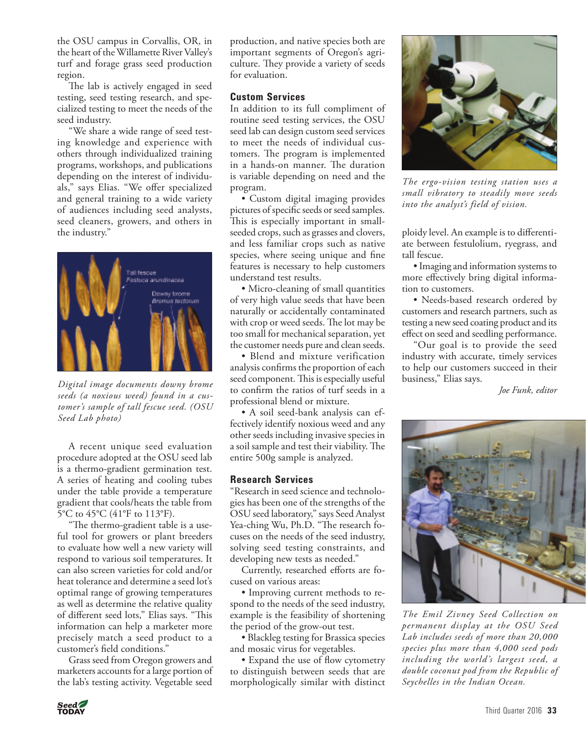the OSU campus in Corvallis, OR, in the heart of the Willamette River Valley's turf and forage grass seed production region.

The lab is actively engaged in seed testing, seed testing research, and specialized testing to meet the needs of the seed industry.

"We share a wide range of seed testing knowledge and experience with others through individualized training programs, workshops, and publications depending on the interest of individuals," says Elias. "We offer specialized and general training to a wide variety of audiences including seed analysts, seed cleaners, growers, and others in the industry."

Tall fescue
*Festuca arundinacea*

Downy brome
*Bromus tectorum*

*Digital image documents downy brome seeds (a noxious weed) found in a customer's sample of tall fescue seed. (OSU Seed Lab photo)*

A recent unique seed evaluation procedure adopted at the OSU seed lab is a thermo-gradient germination test. A series of heating and cooling tubes under the table provide a temperature gradient that cools/heats the table from 5°C to 45°C (41°F to 113°F).

"The thermo-gradient table is a useful tool for growers or plant breeders to evaluate how well a new variety will respond to various soil temperatures. It can also screen varieties for cold and/or heat tolerance and determine a seed lot's optimal range of growing temperatures as well as determine the relative quality of different seed lots," Elias says. "This information can help a marketer more precisely match a seed product to a customer's field conditions."

Grass seed from Oregon growers and marketers accounts for a large portion of the lab's testing activity. Vegetable seed production, and native species both are important segments of Oregon's agriculture. They provide a variety of seeds for evaluation.

### Custom Services

In addition to its full compliment of routine seed testing services, the OSU seed lab can design custom seed services to meet the needs of individual customers. The program is implemented in a hands-on manner. The duration is variable depending on need and the program.

- Custom digital imaging provides pictures of specific seeds or seed samples. This is especially important in small-seeded crops, such as grasses and clovers, and less familiar crops such as native species, where seeing unique and fine features is necessary to help customers understand test results.
- Micro-cleaning of small quantities of very high value seeds that have been naturally or accidentally contaminated with crop or weed seeds. The lot may be too small for mechanical separation, yet the customer needs pure and clean seeds.
- Blend and mixture verification analysis confirms the proportion of each seed component. This is especially useful to confirm the ratios of turf seeds in a professional blend or mixture.
- A soil seed-bank analysis can effectively identify noxious weed and any other seeds including invasive species in a soil sample and test their viability. The entire 500g sample is analyzed.

### Research Services

"Research in seed science and technologies has been one of the strengths of the OSU seed laboratory," says Seed Analyst Yea-ching Wu, Ph.D. "The research focuses on the needs of the seed industry, solving seed testing constraints, and developing new tests as needed."

Currently, researched efforts are focused on various areas:

- Improving current methods to respond to the needs of the seed industry, example is the feasibility of shortening the period of the grow-out test.
- Blackleg testing for Brassica species and mosaic virus for vegetables.
- Expand the use of flow cytometry to distinguish between seeds that are morphologically similar with distinct ploidy level. An example is to differentiate between festulolium, ryegrass, and tall fescue.
- Imaging and information systems to more effectively bring digital information to customers.
- Needs-based research ordered by customers and research partners, such as testing a new seed coating product and its effect on seed and seedling performance.

"Our goal is to provide the seed industry with accurate, timely services to help our customers succeed in their business," Elias says.

*Joe Funk, editor*

*The ergo-vision testing station uses a small vibratory to steadily move seeds into the analyst's field of vision.*

*The Emil Zivney Seed Collection on permanent display at the OSU Seed Lab includes seeds of more than 20,000 species plus more than 4,000 seed pods including the world's largest seed, a double coconut pod from the Republic of Seychelles in the Indian Ocean.*